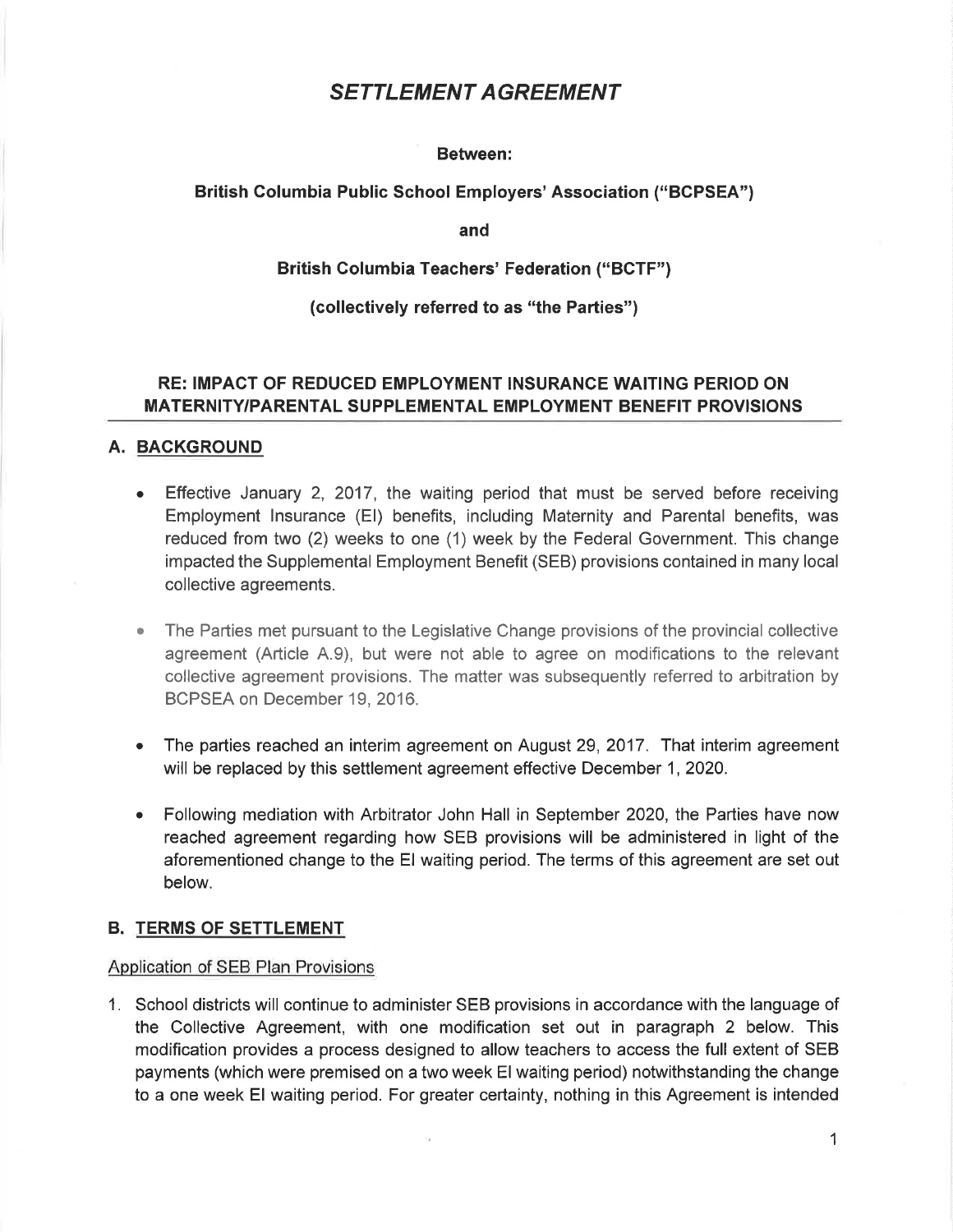# *SETTLEMENT AGREEMENT*

**Between:**

**British Columbia Public School Employers' Association ("BCPSEA")**

**and**

**British Columbia Teachers' Federation ("BCTF")**

**(collectively referred to as "the Parties")**

## RE: IMPACT OF REDUCED EMPLOYMENT INSURANCE WAITING PERIOD ON MATERNITY/PARENTAL SUPPLEMENTAL EMPLOYMENT BENEFIT PROVISIONS

## A. BACKGROUND

- Effective January 2, 2017, the waiting period that must be served before receiving Employment Insurance (EI) benefits, including Maternity and Parental benefits, was reduced from two (2) weeks to one (1) week by the Federal Government. This change impacted the Supplemental Employment Benefit (SEB) provisions contained in many local collective agreements.
- The Parties met pursuant to the Legislative Change provisions of the provincial collective agreement (Article A.9), but were not able to agree on modifications to the relevant collective agreement provisions. The matter was subsequently referred to arbitration by BCPSEA on December 19, 2016.
- The parties reached an interim agreement on August 29, 2017. That interim agreement will be replaced by this settlement agreement effective December 1, 2020.
- Following mediation with Arbitrator John Hall in September 2020, the Parties have now reached agreement regarding how SEB provisions will be administered in light of the aforementioned change to the EI waiting period. The terms of this agreement are set out below.

## B. TERMS OF SETTLEMENT

Application of SEB Plan Provisions

1. School districts will continue to administer SEB provisions in accordance with the language of the Collective Agreement, with one modification set out in paragraph 2 below. This modification provides a process designed to allow teachers to access the full extent of SEB payments (which were premised on a two week EI waiting period) notwithstanding the change to a one week EI waiting period. For greater certainty, nothing in this Agreement is intended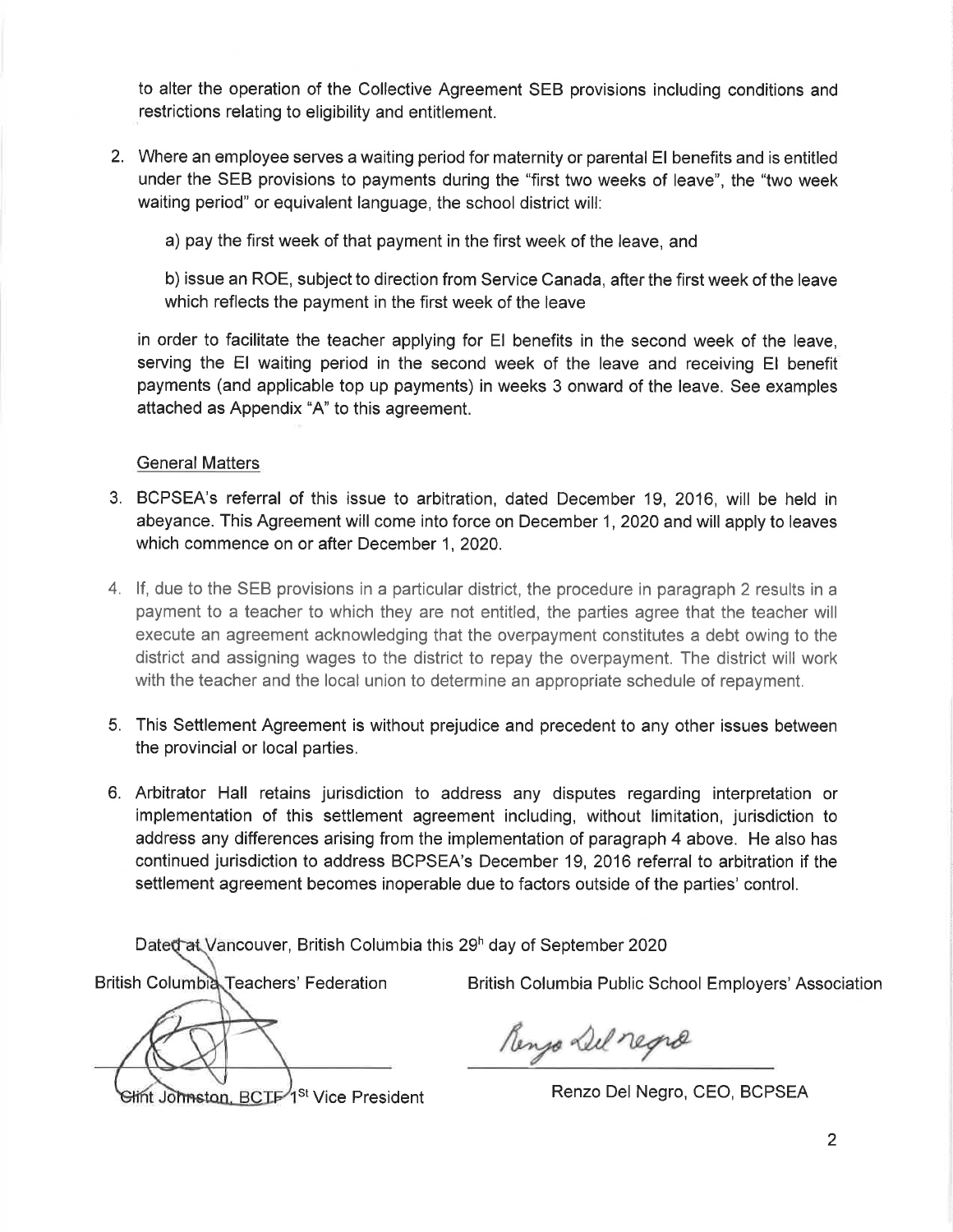to alter the operation of the Collective Agreement SEB provisions including conditions and restrictions relating to eligibility and entitlement.

2. Where an employee serves a waiting period for maternity or parental EI benefits and is entitled under the SEB provisions to payments during the "first two weeks of leave", the "two week waiting period" or equivalent language, the school district will:

   a) pay the first week of that payment in the first week of the leave, and

   b) issue an ROE, subject to direction from Service Canada, after the first week of the leave which reflects the payment in the first week of the leave

   in order to facilitate the teacher applying for EI benefits in the second week of the leave, serving the EI waiting period in the second week of the leave and receiving EI benefit payments (and applicable top up payments) in weeks 3 onward of the leave. See examples attached as Appendix "A" to this agreement.

General Matters

3. BCPSEA's referral of this issue to arbitration, dated December 19, 2016, will be held in abeyance. This Agreement will come into force on December 1, 2020 and will apply to leaves which commence on or after December 1, 2020.

4. If, due to the SEB provisions in a particular district, the procedure in paragraph 2 results in a payment to a teacher to which they are not entitled, the parties agree that the teacher will execute an agreement acknowledging that the overpayment constitutes a debt owing to the district and assigning wages to the district to repay the overpayment. The district will work with the teacher and the local union to determine an appropriate schedule of repayment.

5. This Settlement Agreement is without prejudice and precedent to any other issues between the provincial or local parties.

6. Arbitrator Hall retains jurisdiction to address any disputes regarding interpretation or implementation of this settlement agreement including, without limitation, jurisdiction to address any differences arising from the implementation of paragraph 4 above. He also has continued jurisdiction to address BCPSEA's December 19, 2016 referral to arbitration if the settlement agreement becomes inoperable due to factors outside of the parties' control.

Dated at Vancouver, British Columbia this 29th day of September 2020

| British Columbia Teachers' Federation | British Columbia Public School Employers' Association |
| --- | --- |
| Clint Johnston, BCTF 1st Vice President | Renzo Del Negro, CEO, BCPSEA |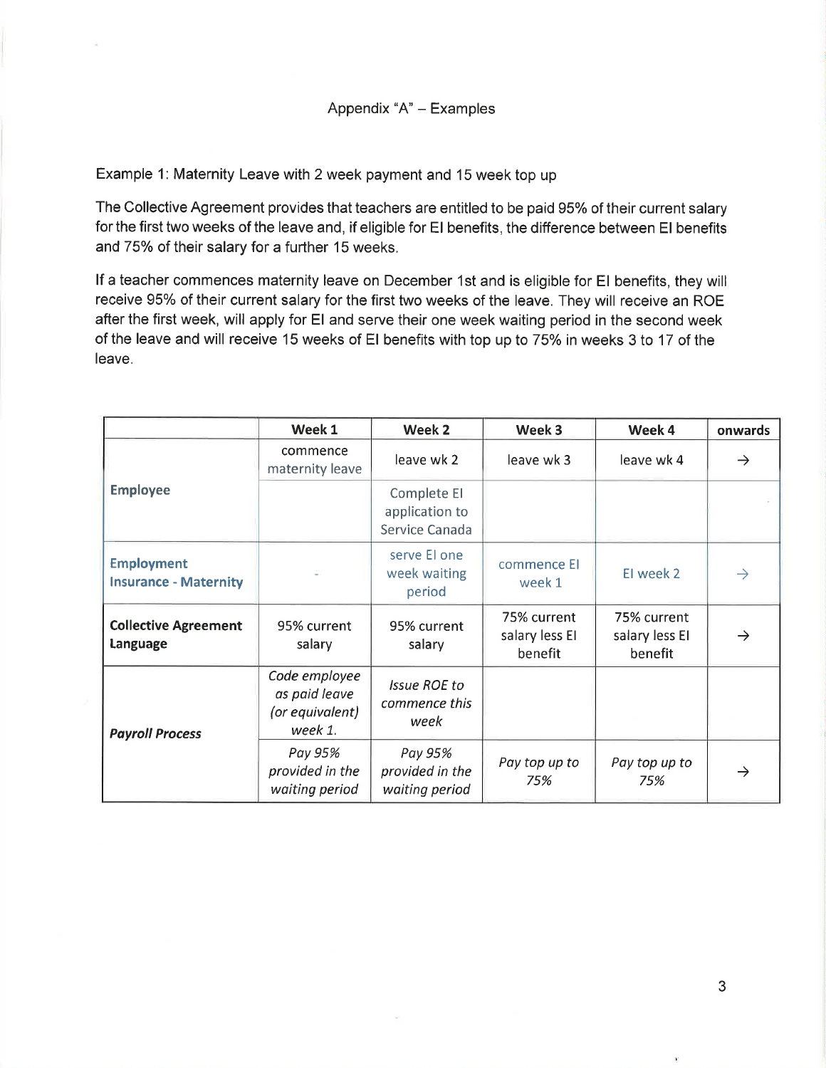# Appendix "A" – Examples

Example 1: Maternity Leave with 2 week payment and 15 week top up

The Collective Agreement provides that teachers are entitled to be paid 95% of their current salary for the first two weeks of the leave and, if eligible for EI benefits, the difference between EI benefits and 75% of their salary for a further 15 weeks.

If a teacher commences maternity leave on December 1st and is eligible for EI benefits, they will receive 95% of their current salary for the first two weeks of the leave. They will receive an ROE after the first week, will apply for EI and serve their one week waiting period in the second week of the leave and will receive 15 weeks of EI benefits with top up to 75% in weeks 3 to 17 of the leave.

| | Week 1 | Week 2 | Week 3 | Week 4 | onwards |
|---|---|---|---|---|---|
| **Employee** | commence maternity leave | leave wk 2 | leave wk 3 | leave wk 4 | → |
| | | Complete EI application to Service Canada | | | |
| **Employment Insurance - Maternity** | - | serve EI one week waiting period | commence EI week 1 | EI week 2 | → |
| **Collective Agreement Language** | 95% current salary | 95% current salary | 75% current salary less EI benefit | 75% current salary less EI benefit | → |
| ***Payroll Process*** | *Code employee as paid leave (or equivalent) week 1.* | *Issue ROE to commence this week* | | | |
| | *Pay 95% provided in the waiting period* | *Pay 95% provided in the waiting period* | *Pay top up to 75%* | *Pay top up to 75%* | → |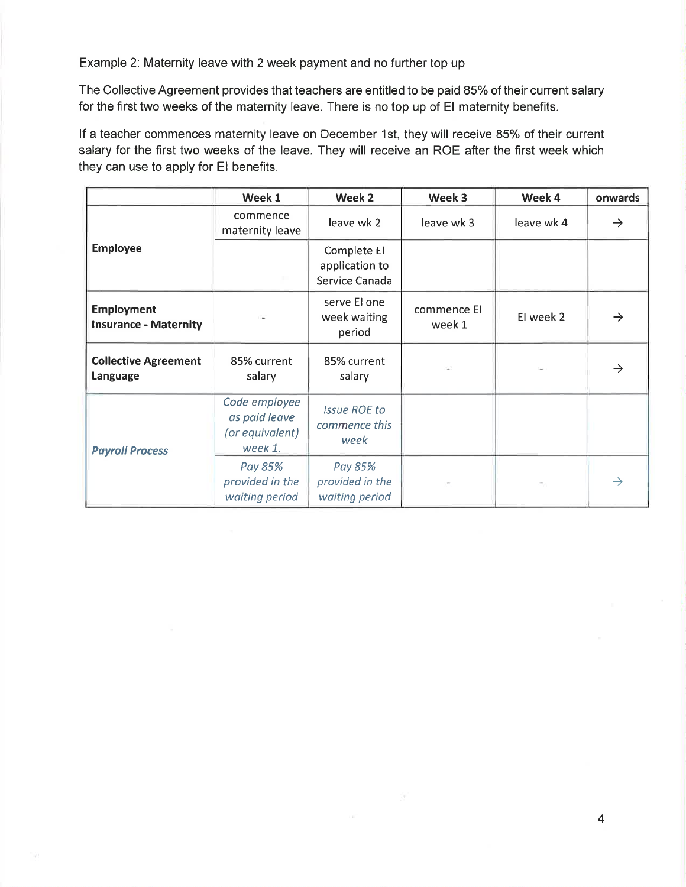Example 2: Maternity leave with 2 week payment and no further top up

The Collective Agreement provides that teachers are entitled to be paid 85% of their current salary for the first two weeks of the maternity leave. There is no top up of EI maternity benefits.

If a teacher commences maternity leave on December 1st, they will receive 85% of their current salary for the first two weeks of the leave. They will receive an ROE after the first week which they can use to apply for EI benefits.

| | Week 1 | Week 2 | Week 3 | Week 4 | onwards |
|---|---|---|---|---|---|
| **Employee** | commence maternity leave | leave wk 2 | leave wk 3 | leave wk 4 | → |
| | | Complete EI application to Service Canada | | | |
| **Employment Insurance - Maternity** | - | serve EI one week waiting period | commence EI week 1 | EI week 2 | → |
| **Collective Agreement Language** | 85% current salary | 85% current salary | - | - | → |
| ***Payroll Process*** | *Code employee as paid leave (or equivalent) week 1.* | *Issue ROE to commence this week* | | | |
| | *Pay 85% provided in the waiting period* | *Pay 85% provided in the waiting period* | - | - | → |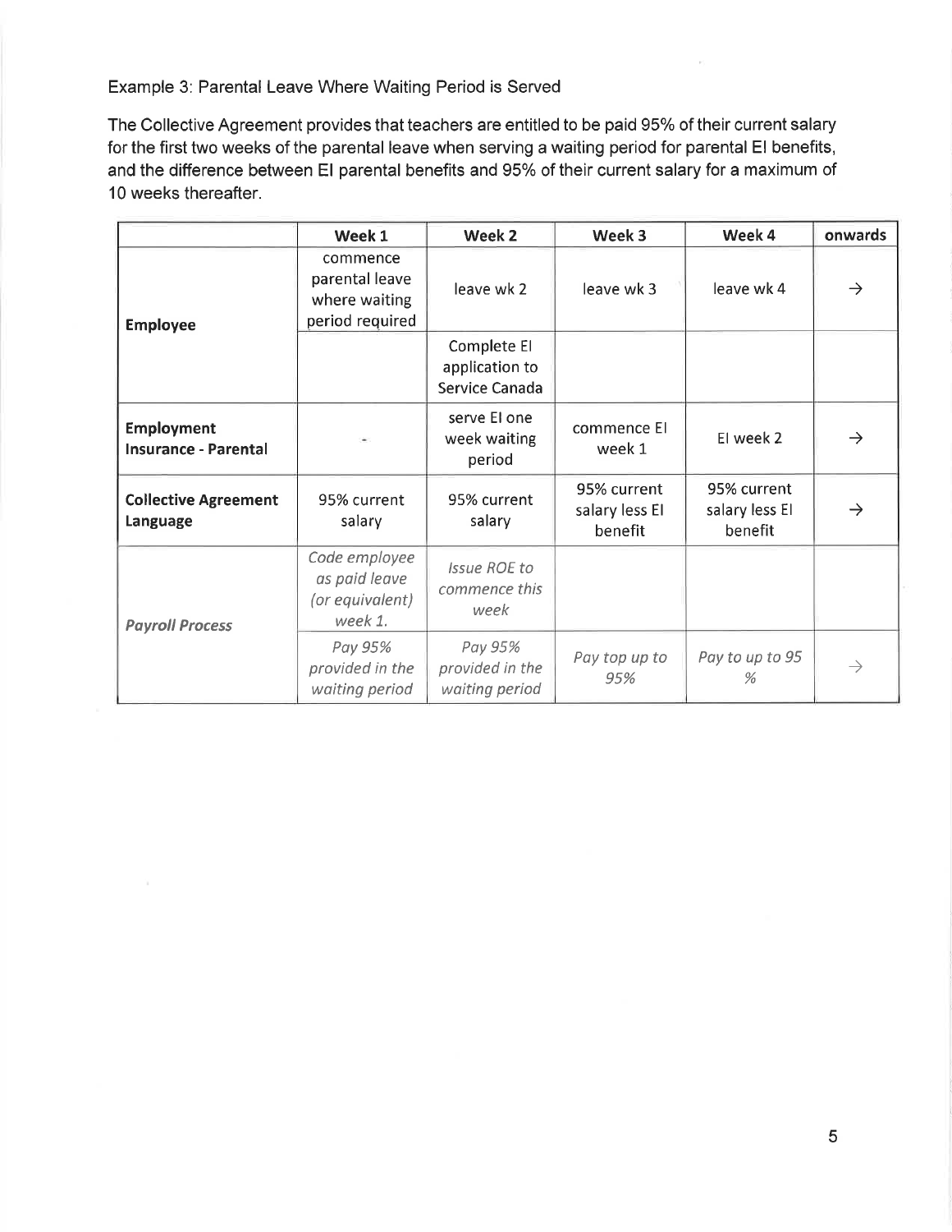Example 3: Parental Leave Where Waiting Period is Served

The Collective Agreement provides that teachers are entitled to be paid 95% of their current salary for the first two weeks of the parental leave when serving a waiting period for parental EI benefits, and the difference between EI parental benefits and 95% of their current salary for a maximum of 10 weeks thereafter.

| | Week 1 | Week 2 | Week 3 | Week 4 | onwards |
|---|---|---|---|---|---|
| **Employee** | commence parental leave where waiting period required | leave wk 2 | leave wk 3 | leave wk 4 | → |
| | | Complete EI application to Service Canada | | | |
| **Employment Insurance - Parental** | - | serve EI one week waiting period | commence EI week 1 | EI week 2 | → |
| **Collective Agreement Language** | 95% current salary | 95% current salary | 95% current salary less EI benefit | 95% current salary less EI benefit | → |
| ***Payroll Process*** | *Code employee as paid leave (or equivalent) week 1.* | *Issue ROE to commence this week* | | | |
| | *Pay 95% provided in the waiting period* | *Pay 95% provided in the waiting period* | *Pay top up to 95%* | *Pay to up to 95 %* | → |